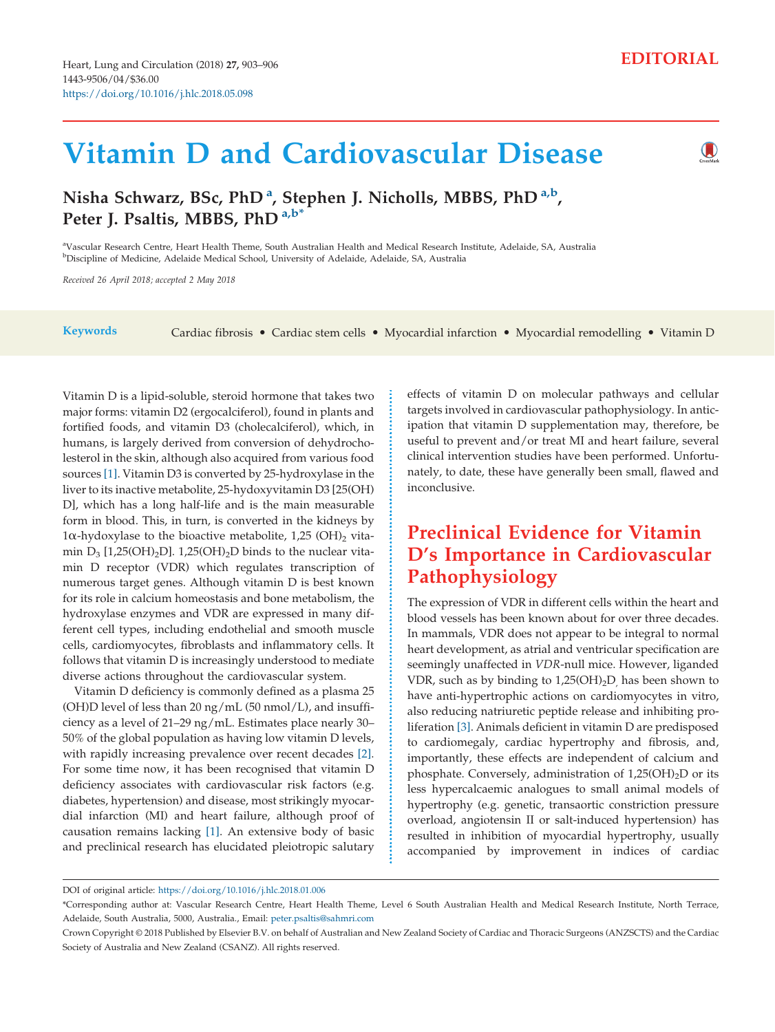EDITORIAL

# Vitamin D and Cardiovascular Disease

**Nisha Schwarz, BSc, PhD [a], Stephen J. Nicholls, MBBS, PhD [a,b], Peter J. Psaltis, MBBS, PhD [a,b*]**

[a]Vascular Research Centre, Heart Health Theme, South Australian Health and Medical Research Institute, Adelaide, SA, Australia
[b]Discipline of Medicine, Adelaide Medical School, University of Adelaide, Adelaide, SA, Australia

*Received 26 April 2018; accepted 2 May 2018*

**Keywords** Cardiac fibrosis • Cardiac stem cells • Myocardial infarction • Myocardial remodelling • Vitamin D

Vitamin D is a lipid-soluble, steroid hormone that takes two major forms: vitamin D2 (ergocalciferol), found in plants and fortified foods, and vitamin D3 (cholecalciferol), which, in humans, is largely derived from conversion of dehydrocholesterol in the skin, although also acquired from various food sources [1]. Vitamin D3 is converted by 25-hydroxylase in the liver to its inactive metabolite, 25-hydoxyvitamin D3 [25(OH)D], which has a long half-life and is the main measurable form in blood. This, in turn, is converted in the kidneys by 1α-hydoxylase to the bioactive metabolite, 1,25 $(OH)_2$ vitamin $D_3$ [1,25$(OH)_2$D]. 1,25$(OH)_2$D binds to the nuclear vitamin D receptor (VDR) which regulates transcription of numerous target genes. Although vitamin D is best known for its role in calcium homeostasis and bone metabolism, the hydroxylase enzymes and VDR are expressed in many different cell types, including endothelial and smooth muscle cells, cardiomyocytes, fibroblasts and inflammatory cells. It follows that vitamin D is increasingly understood to mediate diverse actions throughout the cardiovascular system.

Vitamin D deficiency is commonly defined as a plasma 25(OH)D level of less than 20 ng/mL (50 nmol/L), and insufficiency as a level of 21–29 ng/mL. Estimates place nearly 30–50% of the global population as having low vitamin D levels, with rapidly increasing prevalence over recent decades [2]. For some time now, it has been recognised that vitamin D deficiency associates with cardiovascular risk factors (e.g. diabetes, hypertension) and disease, most strikingly myocardial infarction (MI) and heart failure, although proof of causation remains lacking [1]. An extensive body of basic and preclinical research has elucidated pleiotropic salutary effects of vitamin D on molecular pathways and cellular targets involved in cardiovascular pathophysiology. In anticipation that vitamin D supplementation may, therefore, be useful to prevent and/or treat MI and heart failure, several clinical intervention studies have been performed. Unfortunately, to date, these have generally been small, flawed and inconclusive.

## Preclinical Evidence for Vitamin D's Importance in Cardiovascular Pathophysiology

The expression of VDR in different cells within the heart and blood vessels has been known about for over three decades. In mammals, VDR does not appear to be integral to normal heart development, as atrial and ventricular specification are seemingly unaffected in *VDR*-null mice. However, liganded VDR, such as by binding to 1,25$(OH)_2$D, has been shown to have anti-hypertrophic actions on cardiomyocytes in vitro, also reducing natriuretic peptide release and inhibiting proliferation [3]. Animals deficient in vitamin D are predisposed to cardiomegaly, cardiac hypertrophy and fibrosis, and, importantly, these effects are independent of calcium and phosphate. Conversely, administration of 1,25$(OH)_2$D or its less hypercalcaemic analogues to small animal models of hypertrophy (e.g. genetic, transaortic constriction pressure overload, angiotensin II or salt-induced hypertension) has resulted in inhibition of myocardial hypertrophy, usually accompanied by improvement in indices of cardiac

DOI of original article: https://doi.org/10.1016/j.hlc.2018.01.006

*Corresponding author at: Vascular Research Centre, Heart Health Theme, Level 6 South Australian Health and Medical Research Institute, North Terrace, Adelaide, South Australia, 5000, Australia., Email: peter.psaltis@sahmri.com

Crown Copyright © 2018 Published by Elsevier B.V. on behalf of Australian and New Zealand Society of Cardiac and Thoracic Surgeons (ANZSCTS) and the Cardiac Society of Australia and New Zealand (CSANZ). All rights reserved.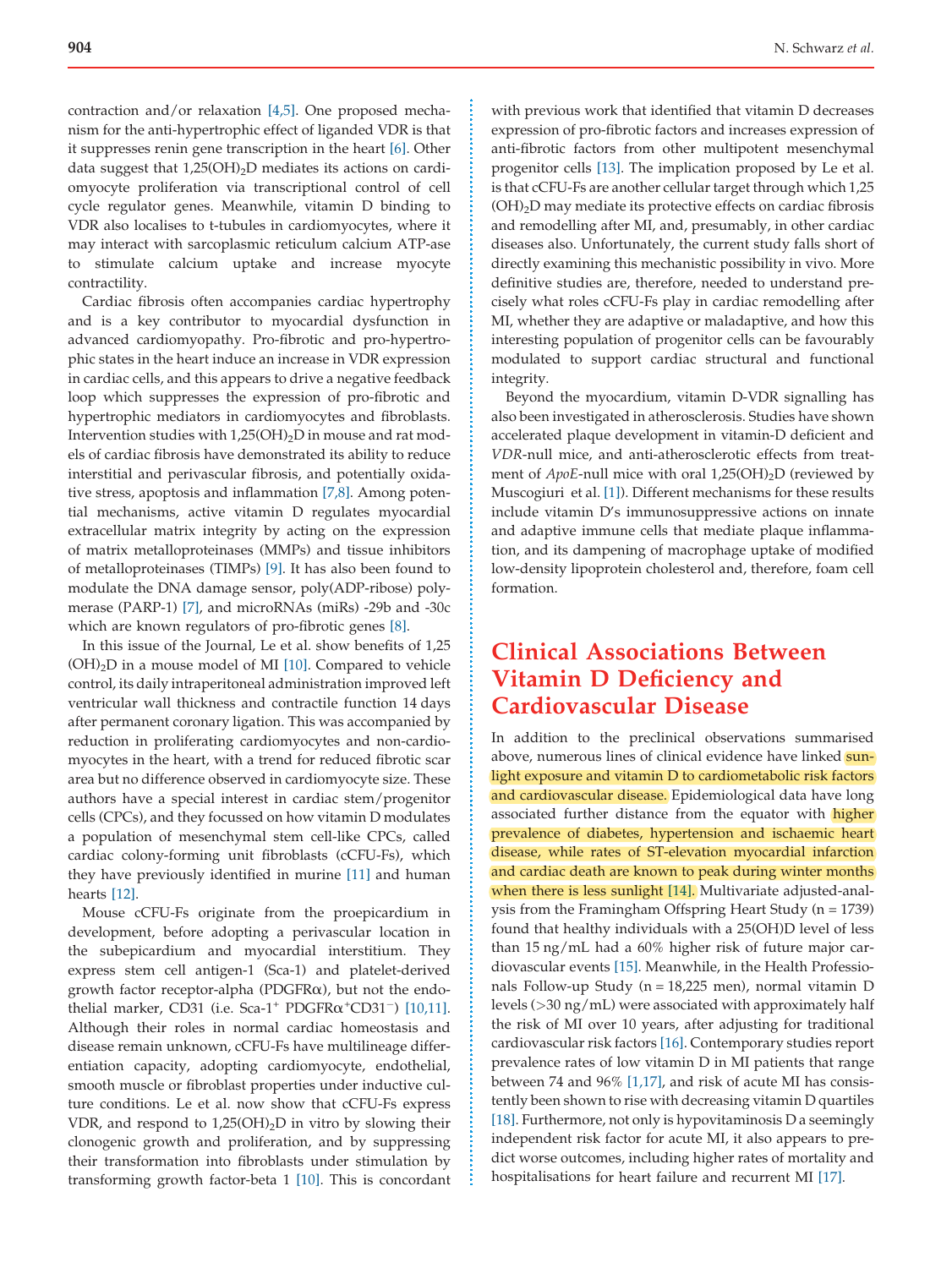contraction and/or relaxation [4,5]. One proposed mechanism for the anti-hypertrophic effect of liganded VDR is that it suppresses renin gene transcription in the heart [6]. Other data suggest that 1,25(OH)$_2$D mediates its actions on cardiomyocyte proliferation via transcriptional control of cell cycle regulator genes. Meanwhile, vitamin D binding to VDR also localises to t-tubules in cardiomyocytes, where it may interact with sarcoplasmic reticulum calcium ATP-ase to stimulate calcium uptake and increase myocyte contractility.

Cardiac fibrosis often accompanies cardiac hypertrophy and is a key contributor to myocardial dysfunction in advanced cardiomyopathy. Pro-fibrotic and pro-hypertrophic states in the heart induce an increase in VDR expression in cardiac cells, and this appears to drive a negative feedback loop which suppresses the expression of pro-fibrotic and hypertrophic mediators in cardiomyocytes and fibroblasts. Intervention studies with 1,25(OH)$_2$D in mouse and rat models of cardiac fibrosis have demonstrated its ability to reduce interstitial and perivascular fibrosis, and potentially oxidative stress, apoptosis and inflammation [7,8]. Among potential mechanisms, active vitamin D regulates myocardial extracellular matrix integrity by acting on the expression of matrix metalloproteinases (MMPs) and tissue inhibitors of metalloproteinases (TIMPs) [9]. It has also been found to modulate the DNA damage sensor, poly(ADP-ribose) polymerase (PARP-1) [7], and microRNAs (miRs) -29b and -30c which are known regulators of pro-fibrotic genes [8].

In this issue of the Journal, Le et al. show benefits of 1,25 (OH)$_2$D in a mouse model of MI [10]. Compared to vehicle control, its daily intraperitoneal administration improved left ventricular wall thickness and contractile function 14 days after permanent coronary ligation. This was accompanied by reduction in proliferating cardiomyocytes and non-cardiomyocytes in the heart, with a trend for reduced fibrotic scar area but no difference observed in cardiomyocyte size. These authors have a special interest in cardiac stem/progenitor cells (CPCs), and they focussed on how vitamin D modulates a population of mesenchymal stem cell-like CPCs, called cardiac colony-forming unit fibroblasts (cCFU-Fs), which they have previously identified in murine [11] and human hearts [12].

Mouse cCFU-Fs originate from the proepicardium in development, before adopting a perivascular location in the subepicardium and myocardial interstitium. They express stem cell antigen-1 (Sca-1) and platelet-derived growth factor receptor-alpha (PDGFR$\alpha$), but not the endothelial marker, CD31 (i.e. Sca-1$^+$ PDGFR$\alpha^+$CD31$^-$) [10,11]. Although their roles in normal cardiac homeostasis and disease remain unknown, cCFU-Fs have multilineage differentiation capacity, adopting cardiomyocyte, endothelial, smooth muscle or fibroblast properties under inductive culture conditions. Le et al. now show that cCFU-Fs express VDR, and respond to 1,25(OH)$_2$D in vitro by slowing their clonogenic growth and proliferation, and by suppressing their transformation into fibroblasts under stimulation by transforming growth factor-beta 1 [10]. This is concordant with previous work that identified that vitamin D decreases expression of pro-fibrotic factors and increases expression of anti-fibrotic factors from other multipotent mesenchymal progenitor cells [13]. The implication proposed by Le et al. is that cCFU-Fs are another cellular target through which 1,25 (OH)$_2$D may mediate its protective effects on cardiac fibrosis and remodelling after MI, and, presumably, in other cardiac diseases also. Unfortunately, the current study falls short of directly examining this mechanistic possibility in vivo. More definitive studies are, therefore, needed to understand precisely what roles cCFU-Fs play in cardiac remodelling after MI, whether they are adaptive or maladaptive, and how this interesting population of progenitor cells can be favourably modulated to support cardiac structural and functional integrity.

Beyond the myocardium, vitamin D-VDR signalling has also been investigated in atherosclerosis. Studies have shown accelerated plaque development in vitamin-D deficient and *VDR*-null mice, and anti-atherosclerotic effects from treatment of *ApoE*-null mice with oral 1,25(OH)$_2$D (reviewed by Muscogiuri et al. [1]). Different mechanisms for these results include vitamin D's immunosuppressive actions on innate and adaptive immune cells that mediate plaque inflammation, and its dampening of macrophage uptake of modified low-density lipoprotein cholesterol and, therefore, foam cell formation.

## Clinical Associations Between Vitamin D Deficiency and Cardiovascular Disease

In addition to the preclinical observations summarised above, numerous lines of clinical evidence have linked sunlight exposure and vitamin D to cardiometabolic risk factors and cardiovascular disease. Epidemiological data have long associated further distance from the equator with higher prevalence of diabetes, hypertension and ischaemic heart disease, while rates of ST-elevation myocardial infarction and cardiac death are known to peak during winter months when there is less sunlight [14]. Multivariate adjusted-analysis from the Framingham Offspring Heart Study (n = 1739) found that healthy individuals with a 25(OH)D level of less than 15 ng/mL had a 60% higher risk of future major cardiovascular events [15]. Meanwhile, in the Health Professionals Follow-up Study (n = 18,225 men), normal vitamin D levels (>30 ng/mL) were associated with approximately half the risk of MI over 10 years, after adjusting for traditional cardiovascular risk factors [16]. Contemporary studies report prevalence rates of low vitamin D in MI patients that range between 74 and 96% [1,17], and risk of acute MI has consistently been shown to rise with decreasing vitamin D quartiles [18]. Furthermore, not only is hypovitaminosis D a seemingly independent risk factor for acute MI, it also appears to predict worse outcomes, including higher rates of mortality and hospitalisations for heart failure and recurrent MI [17].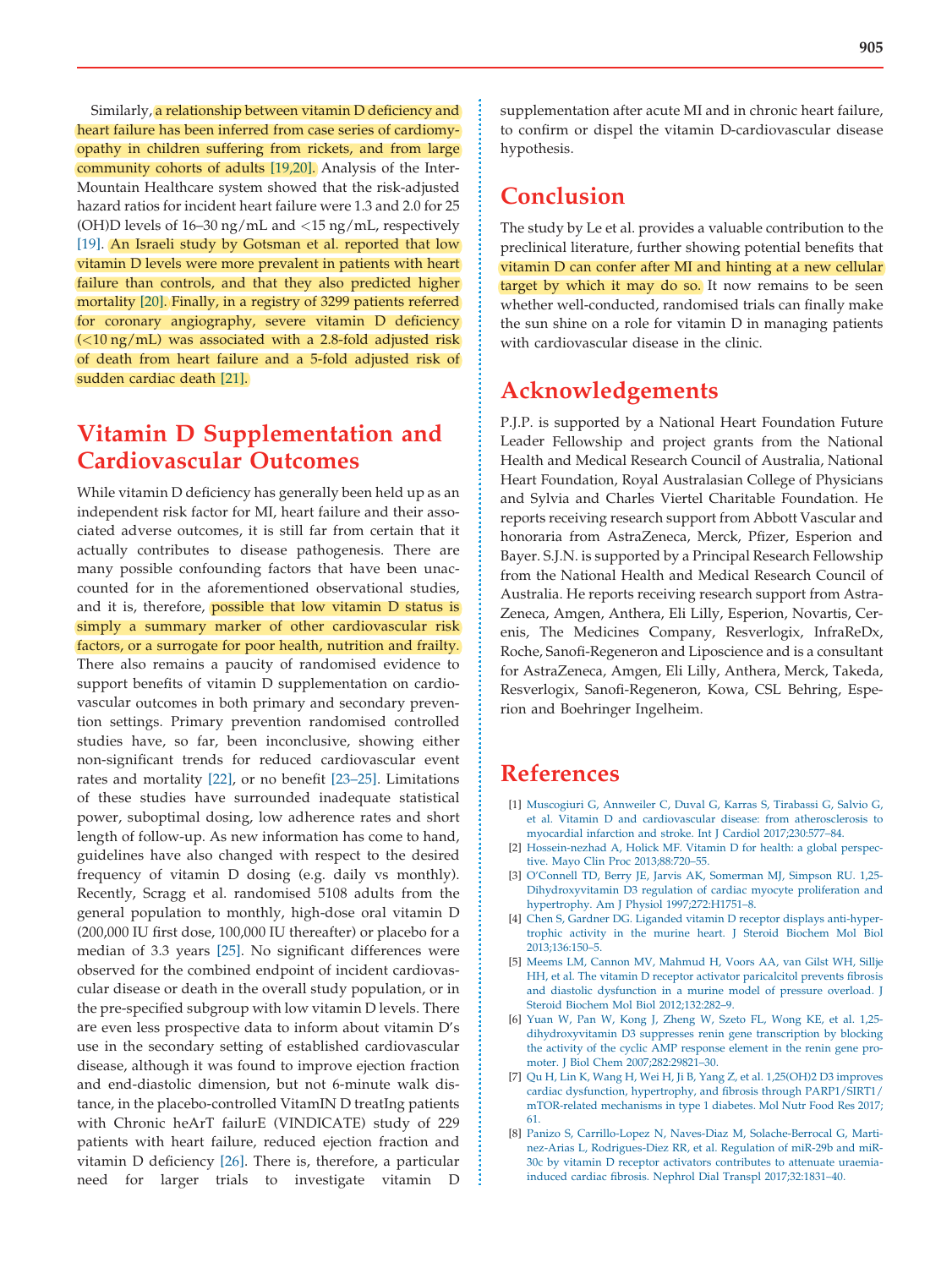Similarly, a relationship between vitamin D deficiency and heart failure has been inferred from case series of cardiomyopathy in children suffering from rickets, and from large community cohorts of adults [19,20]. Analysis of the Inter-Mountain Healthcare system showed that the risk-adjusted hazard ratios for incident heart failure were 1.3 and 2.0 for 25 (OH)D levels of 16–30 ng/mL and <15 ng/mL, respectively [19]. An Israeli study by Gotsman et al. reported that low vitamin D levels were more prevalent in patients with heart failure than controls, and that they also predicted higher mortality [20]. Finally, in a registry of 3299 patients referred for coronary angiography, severe vitamin D deficiency (<10 ng/mL) was associated with a 2.8-fold adjusted risk of death from heart failure and a 5-fold adjusted risk of sudden cardiac death [21].

## Vitamin D Supplementation and Cardiovascular Outcomes

While vitamin D deficiency has generally been held up as an independent risk factor for MI, heart failure and their associated adverse outcomes, it is still far from certain that it actually contributes to disease pathogenesis. There are many possible confounding factors that have been unaccounted for in the aforementioned observational studies, and it is, therefore, possible that low vitamin D status is simply a summary marker of other cardiovascular risk factors, or a surrogate for poor health, nutrition and frailty. There also remains a paucity of randomised evidence to support benefits of vitamin D supplementation on cardiovascular outcomes in both primary and secondary prevention settings. Primary prevention randomised controlled studies have, so far, been inconclusive, showing either non-significant trends for reduced cardiovascular event rates and mortality [22], or no benefit [23–25]. Limitations of these studies have surrounded inadequate statistical power, suboptimal dosing, low adherence rates and short length of follow-up. As new information has come to hand, guidelines have also changed with respect to the desired frequency of vitamin D dosing (e.g. daily vs monthly). Recently, Scragg et al. randomised 5108 adults from the general population to monthly, high-dose oral vitamin D (200,000 IU first dose, 100,000 IU thereafter) or placebo for a median of 3.3 years [25]. No significant differences were observed for the combined endpoint of incident cardiovascular disease or death in the overall study population, or in the pre-specified subgroup with low vitamin D levels. There are even less prospective data to inform about vitamin D's use in the secondary setting of established cardiovascular disease, although it was found to improve ejection fraction and end-diastolic dimension, but not 6-minute walk distance, in the placebo-controlled VitamIN D treatIng patients with Chronic heArT failurE (VINDICATE) study of 229 patients with heart failure, reduced ejection fraction and vitamin D deficiency [26]. There is, therefore, a particular need for larger trials to investigate vitamin D supplementation after acute MI and in chronic heart failure, to confirm or dispel the vitamin D-cardiovascular disease hypothesis.

## Conclusion

The study by Le et al. provides a valuable contribution to the preclinical literature, further showing potential benefits that vitamin D can confer after MI and hinting at a new cellular target by which it may do so. It now remains to be seen whether well-conducted, randomised trials can finally make the sun shine on a role for vitamin D in managing patients with cardiovascular disease in the clinic.

## Acknowledgements

P.J.P. is supported by a National Heart Foundation Future Leader Fellowship and project grants from the National Health and Medical Research Council of Australia, National Heart Foundation, Royal Australasian College of Physicians and Sylvia and Charles Viertel Charitable Foundation. He reports receiving research support from Abbott Vascular and honoraria from AstraZeneca, Merck, Pfizer, Esperion and Bayer. S.J.N. is supported by a Principal Research Fellowship from the National Health and Medical Research Council of Australia. He reports receiving research support from AstraZeneca, Amgen, Anthera, Eli Lilly, Esperion, Novartis, Cerenis, The Medicines Company, Resverlogix, InfraReDx, Roche, Sanofi-Regeneron and Liposcience and is a consultant for AstraZeneca, Amgen, Eli Lilly, Anthera, Merck, Takeda, Resverlogix, Sanofi-Regeneron, Kowa, CSL Behring, Esperion and Boehringer Ingelheim.

## References

[1] Muscogiuri G, Annweiler C, Duval G, Karras S, Tirabassi G, Salvio G, et al. Vitamin D and cardiovascular disease: from atherosclerosis to myocardial infarction and stroke. Int J Cardiol 2017;230:577–84.

[2] Hossein-nezhad A, Holick MF. Vitamin D for health: a global perspective. Mayo Clin Proc 2013;88:720–55.

[3] O'Connell TD, Berry JE, Jarvis AK, Somerman MJ, Simpson RU. 1,25-Dihydroxyvitamin D3 regulation of cardiac myocyte proliferation and hypertrophy. Am J Physiol 1997;272:H1751–8.

[4] Chen S, Gardner DG. Liganded vitamin D receptor displays anti-hypertrophic activity in the murine heart. J Steroid Biochem Mol Biol 2013;136:150–5.

[5] Meems LM, Cannon MV, Mahmud H, Voors AA, van Gilst WH, Sillje HH, et al. The vitamin D receptor activator paricalcitol prevents fibrosis and diastolic dysfunction in a murine model of pressure overload. J Steroid Biochem Mol Biol 2012;132:282–9.

[6] Yuan W, Pan W, Kong J, Zheng W, Szeto FL, Wong KE, et al. 1,25-dihydroxyvitamin D3 suppresses renin gene transcription by blocking the activity of the cyclic AMP response element in the renin gene promoter. J Biol Chem 2007;282:29821–30.

[7] Qu H, Lin K, Wang H, Wei H, Ji B, Yang Z, et al. 1,25(OH)2 D3 improves cardiac dysfunction, hypertrophy, and fibrosis through PARP1/SIRT1/mTOR-related mechanisms in type 1 diabetes. Mol Nutr Food Res 2017;61.

[8] Panizo S, Carrillo-Lopez N, Naves-Diaz M, Solache-Berrocal G, Martinez-Arias L, Rodrigues-Diez RR, et al. Regulation of miR-29b and miR-30c by vitamin D receptor activators contributes to attenuate uraemia-induced cardiac fibrosis. Nephrol Dial Transpl 2017;32:1831–40.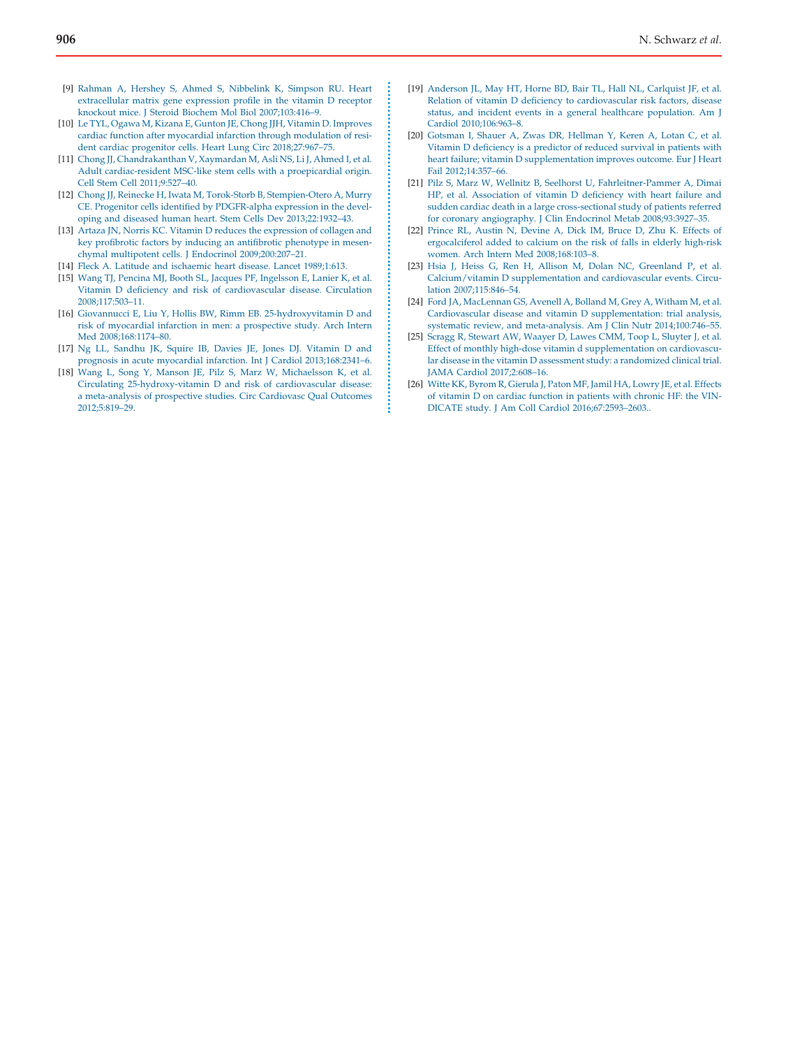[9] Rahman A, Hershey S, Ahmed S, Nibbelink K, Simpson RU. Heart extracellular matrix gene expression profile in the vitamin D receptor knockout mice. J Steroid Biochem Mol Biol 2007;103:416–9.

[10] Le TYL, Ogawa M, Kizana E, Gunton JE, Chong JJH, Vitamin D. Improves cardiac function after myocardial infarction through modulation of resident cardiac progenitor cells. Heart Lung Circ 2018;27:967–75.

[11] Chong JJ, Chandrakanthan V, Xaymardan M, Asli NS, Li J, Ahmed I, et al. Adult cardiac-resident MSC-like stem cells with a proepicardial origin. Cell Stem Cell 2011;9:527–40.

[12] Chong JJ, Reinecke H, Iwata M, Torok-Storb B, Stempien-Otero A, Murry CE. Progenitor cells identified by PDGFR-alpha expression in the developing and diseased human heart. Stem Cells Dev 2013;22:1932–43.

[13] Artaza JN, Norris KC. Vitamin D reduces the expression of collagen and key profibrotic factors by inducing an antifibrotic phenotype in mesenchymal multipotent cells. J Endocrinol 2009;200:207–21.

[14] Fleck A. Latitude and ischaemic heart disease. Lancet 1989;1:613.

[15] Wang TJ, Pencina MJ, Booth SL, Jacques PF, Ingelsson E, Lanier K, et al. Vitamin D deficiency and risk of cardiovascular disease. Circulation 2008;117:503–11.

[16] Giovannucci E, Liu Y, Hollis BW, Rimm EB. 25-hydroxyvitamin D and risk of myocardial infarction in men: a prospective study. Arch Intern Med 2008;168:1174–80.

[17] Ng LL, Sandhu JK, Squire IB, Davies JE, Jones DJ. Vitamin D and prognosis in acute myocardial infarction. Int J Cardiol 2013;168:2341–6.

[18] Wang L, Song Y, Manson JE, Pilz S, Marz W, Michaelsson K, et al. Circulating 25-hydroxy-vitamin D and risk of cardiovascular disease: a meta-analysis of prospective studies. Circ Cardiovasc Qual Outcomes 2012;5:819–29.

[19] Anderson JL, May HT, Horne BD, Bair TL, Hall NL, Carlquist JF, et al. Relation of vitamin D deficiency to cardiovascular risk factors, disease status, and incident events in a general healthcare population. Am J Cardiol 2010;106:963–8.

[20] Gotsman I, Shauer A, Zwas DR, Hellman Y, Keren A, Lotan C, et al. Vitamin D deficiency is a predictor of reduced survival in patients with heart failure; vitamin D supplementation improves outcome. Eur J Heart Fail 2012;14:357–66.

[21] Pilz S, Marz W, Wellnitz B, Seelhorst U, Fahrleitner-Pammer A, Dimai HP, et al. Association of vitamin D deficiency with heart failure and sudden cardiac death in a large cross-sectional study of patients referred for coronary angiography. J Clin Endocrinol Metab 2008;93:3927–35.

[22] Prince RL, Austin N, Devine A, Dick IM, Bruce D, Zhu K. Effects of ergocalciferol added to calcium on the risk of falls in elderly high-risk women. Arch Intern Med 2008;168:103–8.

[23] Hsia J, Heiss G, Ren H, Allison M, Dolan NC, Greenland P, et al. Calcium/vitamin D supplementation and cardiovascular events. Circulation 2007;115:846–54.

[24] Ford JA, MacLennan GS, Avenell A, Bolland M, Grey A, Witham M, et al. Cardiovascular disease and vitamin D supplementation: trial analysis, systematic review, and meta-analysis. Am J Clin Nutr 2014;100:746–55.

[25] Scragg R, Stewart AW, Waayer D, Lawes CMM, Toop L, Sluyter J, et al. Effect of monthly high-dose vitamin d supplementation on cardiovascular disease in the vitamin D assessment study: a randomized clinical trial. JAMA Cardiol 2017;2:608–16.

[26] Witte KK, Byrom R, Gierula J, Paton MF, Jamil HA, Lowry JE, et al. Effects of vitamin D on cardiac function in patients with chronic HF: the VINDICATE study. J Am Coll Cardiol 2016;67:2593–2603..